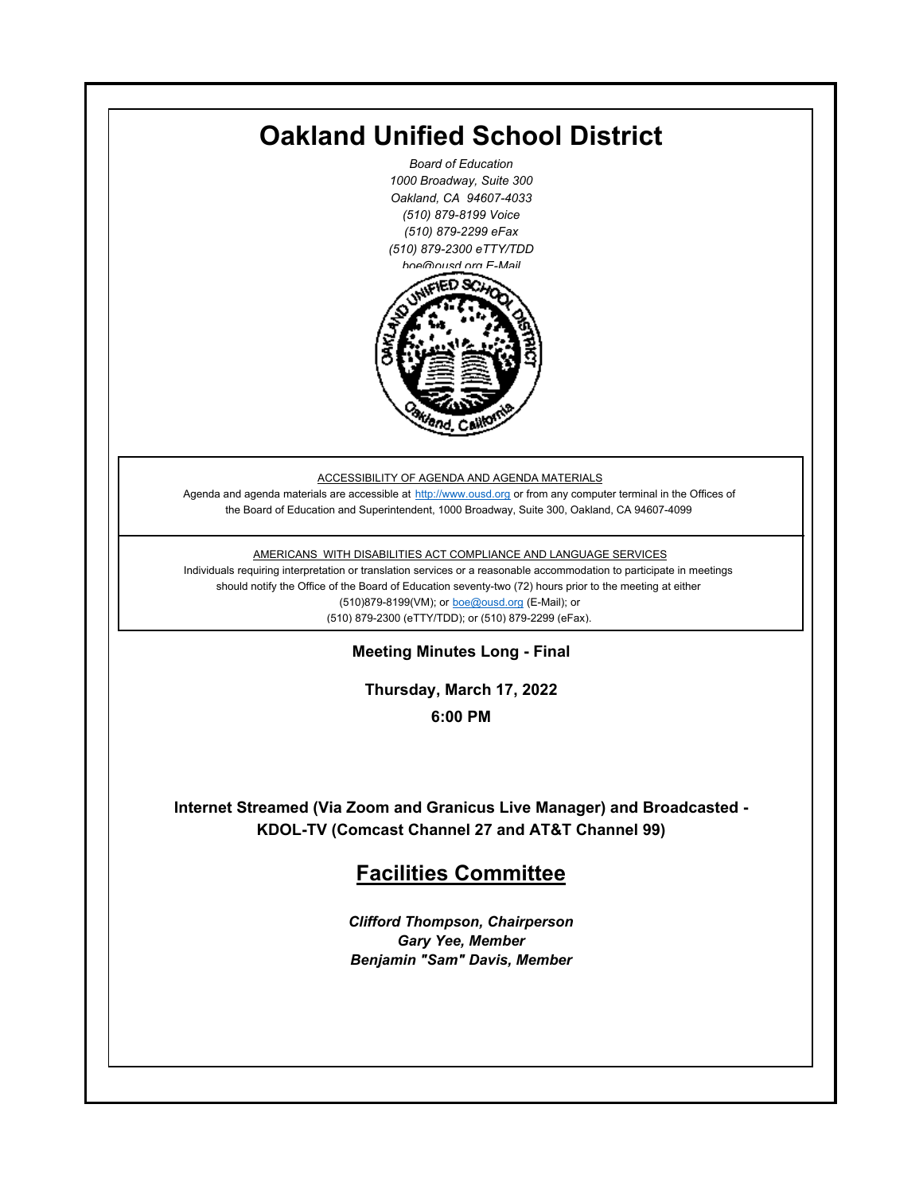# Oakland Unified School District

*Board of Education*
*1000 Broadway, Suite 300*
*Oakland, CA 94607-4033*
*(510) 879-8199 Voice*
*(510) 879-2299 eFax*
*(510) 879-2300 eTTY/TDD*
*boe@ousd.org E-Mail*

ACCESSIBILITY OF AGENDA AND AGENDA MATERIALS

Agenda and agenda materials are accessible at http://www.ousd.org or from any computer terminal in the Offices of the Board of Education and Superintendent, 1000 Broadway, Suite 300, Oakland, CA 94607-4099

AMERICANS WITH DISABILITIES ACT COMPLIANCE AND LANGUAGE SERVICES

Individuals requiring interpretation or translation services or a reasonable accommodation to participate in meetings should notify the Office of the Board of Education seventy-two (72) hours prior to the meeting at either (510)879-8199(VM); or boe@ousd.org (E-Mail); or (510) 879-2300 (eTTY/TDD); or (510) 879-2299 (eFax).

**Meeting Minutes Long - Final**

**Thursday, March 17, 2022**

**6:00 PM**

**Internet Streamed (Via Zoom and Granicus Live Manager) and Broadcasted - KDOL-TV (Comcast Channel 27 and AT&T Channel 99)**

## Facilities Committee

***Clifford Thompson, Chairperson***
***Gary Yee, Member***
***Benjamin "Sam" Davis, Member***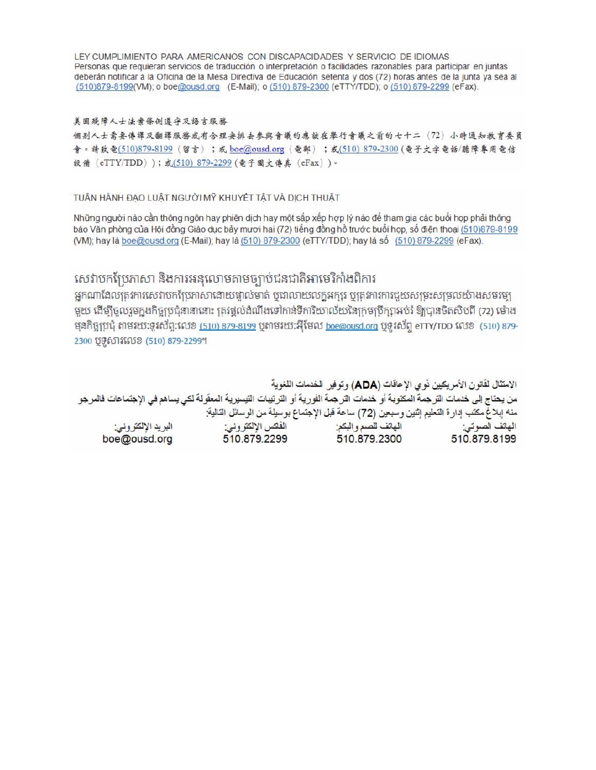LEY CUMPLIMIENTO PARA AMERICANOS CON DISCAPACIDADES Y SERVICIO DE IDIOMAS
Personas que requieran servicios de traducción o interpretación o facilidades razonables para participar en juntas deberán notificar a la Oficina de la Mesa Directiva de Educación setenta y dos (72) horas antes de la junta ya sea al (510)879-8199(VM); o boe@ousd.org (E-Mail); o (510) 879-2300 (eTTY/TDD); o (510) 879-2299 (eFax).

美國殘障人士法案條例遵守及語言服務
個別人士需要傳譯及翻譯服務或有合理安排去參與會議的應該在舉行會議之前的七十二（72）小時通知教育委員會。請致電(510)879-8199（留言）；或 boe@ousd.org（電郵）；或(510) 879-2300 (電子文字電話/聽障專用電信設備（eTTY/TDD））；或(510) 879-2299 (電子圖文傳真（eFax）)。

TUÂN HÀNH ĐẠO LUẬT NGƯỜI MỸ KHUYẾT TẬT VÀ DỊCH THUẬT

Những người nào cần thông ngôn hay phiên dịch hay một sắp xếp hợp lý nào để tham gia các buổi họp phải thông báo Văn phòng của Hội đồng Giáo dục bảy mươi hai (72) tiếng đồng hồ trước buổi họp, số điện thoại (510)879-8199 (VM); hay là boe@ousd.org (E-Mail); hay là (510) 879-2300 (eTTY/TDD); hay là số (510) 879-2299 (eFax).

សេវាបកប្រែភាសា និងការអនុលោមតាមច្បាប់ជនជាតិអាមេរិកាំងពិការ
អ្នកណាដែលត្រូវការសេវាបកប្រែភាសាដោយផ្ទាល់មាត់ ឬជាលាយលក្ខអក្សរ ឬត្រូវការការជួយសម្រួលយ៉ាងសមរម្យមួយ ដើម្បីចូលរួមក្នុងកិច្ចប្រជុំនានានោះ ត្រូវផ្ដល់ដំណឹងទៅកាន់ទីការិយាល័យនៃក្រុមប្រឹក្សាអប់រំ ឱ្យបានចិតសិបពីរ (72) ម៉ោង មុនកិច្ចប្រជុំ តាមរយៈទូរស័ព្ទ:លេខ (510) 879-8199 ឬតាមរយៈអ៊ីមែល boe@ousd.org ឬទូរស័ព្ទ eTTY/TDD លេខ (510) 879-2300 ឬទូរសារលេខ (510) 879-2299។

الامتثال لقانون الأمريكيين ذوي الإعاقات (ADA) وتوفير الخدمات اللغوية
من يحتاج إلى خدمات الترجمة المكتوبة أو خدمات الترجمة الفورية أو الترتيبات التيسيرية المعقولة لكي يساهم في الإجتماعات فالمرجو منه إبلاغ مكتب إدارة التعليم إثنين وسبعين (72) ساعة قبل الإجتماع بوسيلة من الوسائل التالية:

| الهاتف الصوتي: | الهاتف للصم والبكم: | الفاكس الإلكتروني: | البريد الإلكتروني: |
|---|---|---|---|
| 510.879.8199 | 510.879.2300 | 510.879.2299 | boe@ousd.org |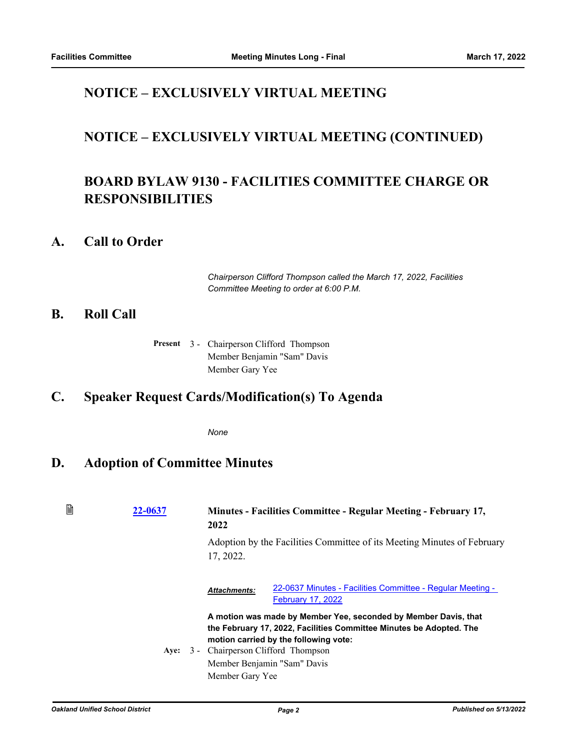## NOTICE – EXCLUSIVELY VIRTUAL MEETING

## NOTICE – EXCLUSIVELY VIRTUAL MEETING (CONTINUED)

## BOARD BYLAW 9130 - FACILITIES COMMITTEE CHARGE OR RESPONSIBILITIES

# A. Call to Order

*Chairperson Clifford Thompson called the March 17, 2022, Facilities Committee Meeting to order at 6:00 P.M.*

# B. Roll Call

**Present** 3 - Chairperson Clifford Thompson
Member Benjamin "Sam" Davis
Member Gary Yee

# C. Speaker Request Cards/Modification(s) To Agenda

*None*

# D. Adoption of Committee Minutes

[22-0637](22-0637) **Minutes - Facilities Committee - Regular Meeting - February 17, 2022**

Adoption by the Facilities Committee of its Meeting Minutes of February 17, 2022.

***Attachments:*** 22-0637 Minutes - Facilities Committee - Regular Meeting - February 17, 2022

**A motion was made by Member Yee, seconded by Member Davis, that the February 17, 2022, Facilities Committee Minutes be Adopted. The motion carried by the following vote:**

**Aye:** 3 - Chairperson Clifford Thompson
Member Benjamin "Sam" Davis
Member Gary Yee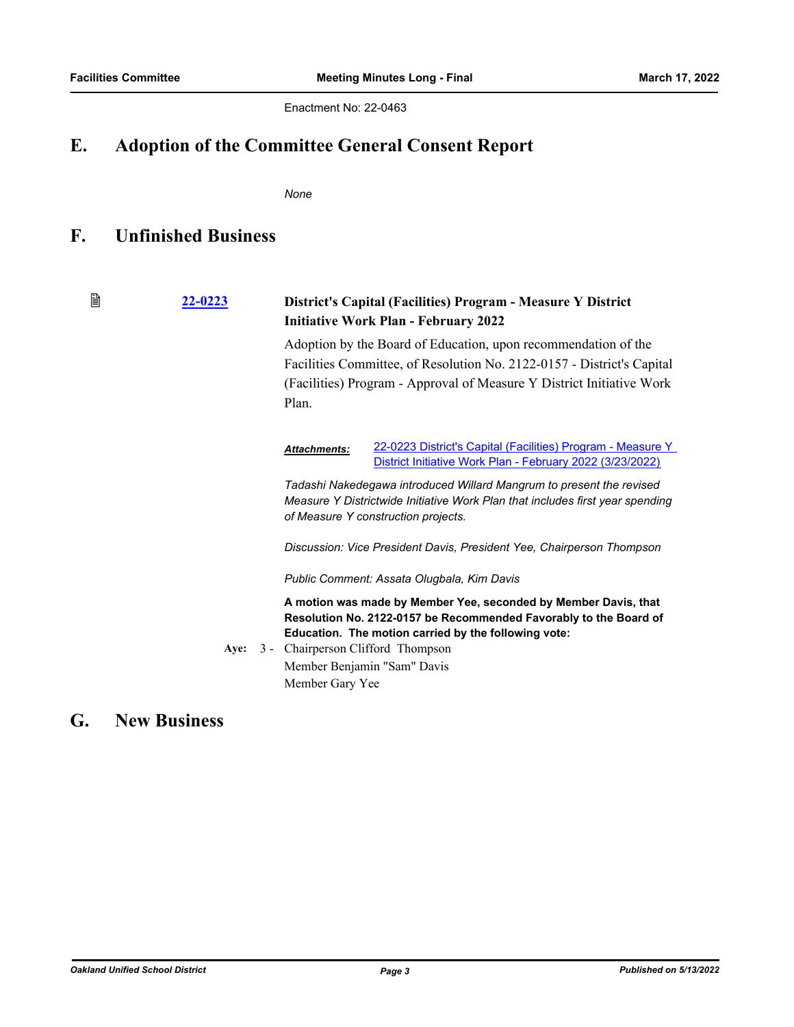Enactment No: 22-0463

## E. Adoption of the Committee General Consent Report

*None*

## F. Unfinished Business

**22-0223** **District's Capital (Facilities) Program - Measure Y District Initiative Work Plan - February 2022**

Adoption by the Board of Education, upon recommendation of the Facilities Committee, of Resolution No. 2122-0157 - District's Capital (Facilities) Program - Approval of Measure Y District Initiative Work Plan.

***Attachments:*** 22-0223 District's Capital (Facilities) Program - Measure Y District Initiative Work Plan - February 2022 (3/23/2022)

*Tadashi Nakedegawa introduced Willard Mangrum to present the revised Measure Y Districtwide Initiative Work Plan that includes first year spending of Measure Y construction projects.*

*Discussion: Vice President Davis, President Yee, Chairperson Thompson*

*Public Comment: Assata Olugbala, Kim Davis*

**A motion was made by Member Yee, seconded by Member Davis, that Resolution No. 2122-0157 be Recommended Favorably to the Board of Education. The motion carried by the following vote:**

**Aye:** 3 - Chairperson Clifford Thompson
Member Benjamin "Sam" Davis
Member Gary Yee

## G. New Business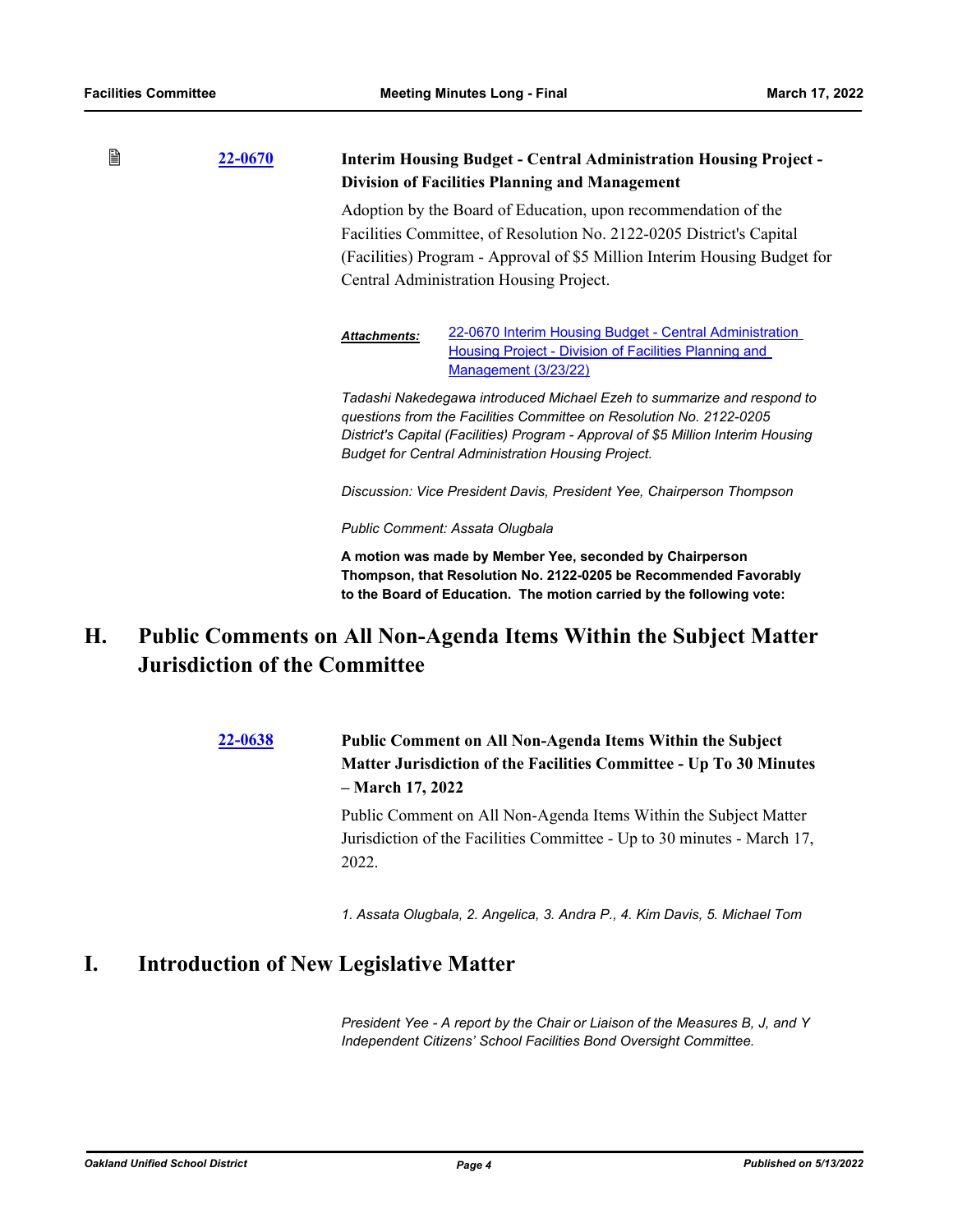**22-0670** **Interim Housing Budget - Central Administration Housing Project - Division of Facilities Planning and Management**

Adoption by the Board of Education, upon recommendation of the Facilities Committee, of Resolution No. 2122-0205 District's Capital (Facilities) Program - Approval of $5 Million Interim Housing Budget for Central Administration Housing Project.

***Attachments:*** 22-0670 Interim Housing Budget - Central Administration Housing Project - Division of Facilities Planning and Management (3/23/22)

*Tadashi Nakedegawa introduced Michael Ezeh to summarize and respond to questions from the Facilities Committee on Resolution No. 2122-0205 District's Capital (Facilities) Program - Approval of $5 Million Interim Housing Budget for Central Administration Housing Project.*

*Discussion: Vice President Davis, President Yee, Chairperson Thompson*

*Public Comment: Assata Olugbala*

**A motion was made by Member Yee, seconded by Chairperson Thompson, that Resolution No. 2122-0205 be Recommended Favorably to the Board of Education. The motion carried by the following vote:**

# H. Public Comments on All Non-Agenda Items Within the Subject Matter Jurisdiction of the Committee

**22-0638** **Public Comment on All Non-Agenda Items Within the Subject Matter Jurisdiction of the Facilities Committee - Up To 30 Minutes – March 17, 2022**

Public Comment on All Non-Agenda Items Within the Subject Matter Jurisdiction of the Facilities Committee - Up to 30 minutes - March 17, 2022.

*1. Assata Olugbala, 2. Angelica, 3. Andra P., 4. Kim Davis, 5. Michael Tom*

# I. Introduction of New Legislative Matter

*President Yee - A report by the Chair or Liaison of the Measures B, J, and Y Independent Citizens' School Facilities Bond Oversight Committee.*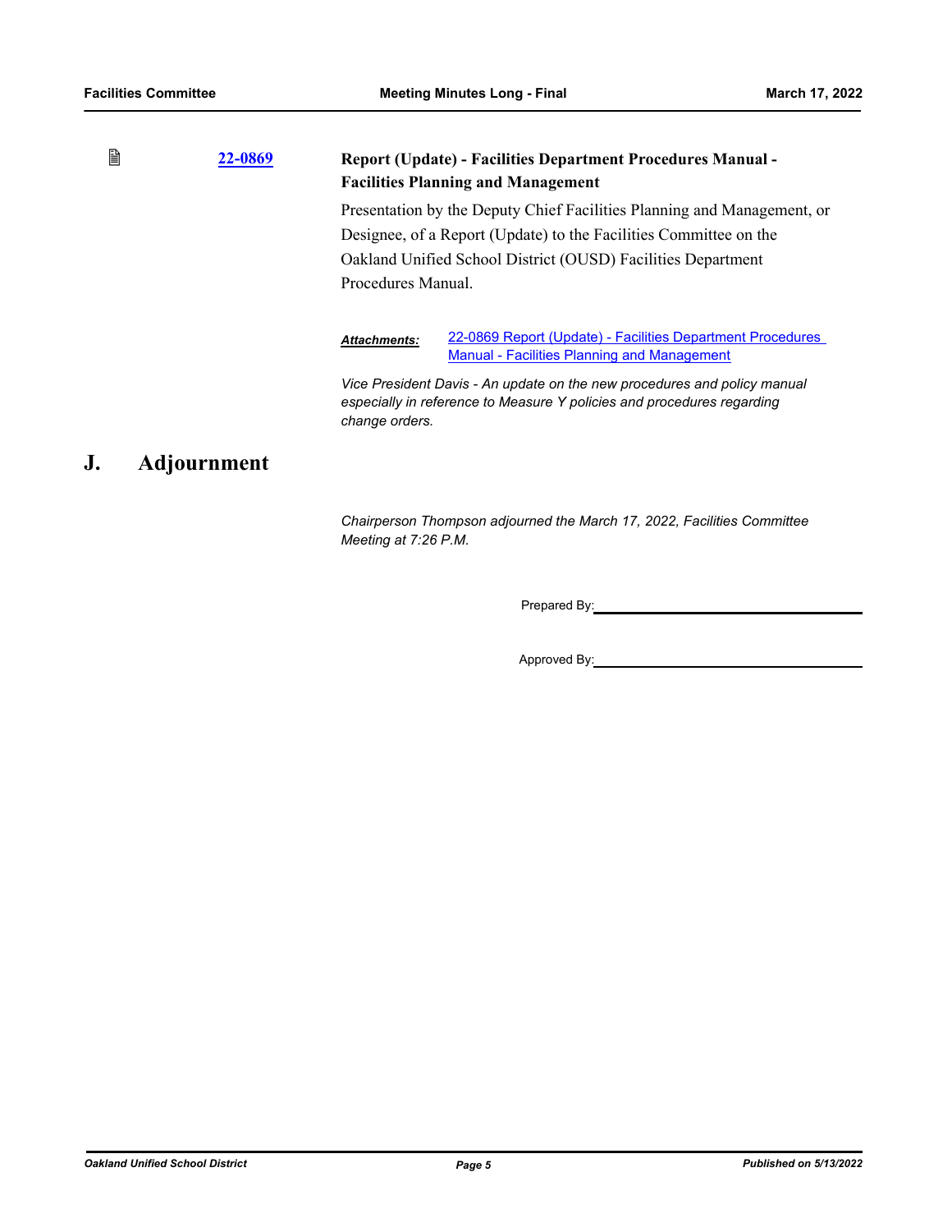**22-0869** **Report (Update) - Facilities Department Procedures Manual - Facilities Planning and Management**

Presentation by the Deputy Chief Facilities Planning and Management, or Designee, of a Report (Update) to the Facilities Committee on the Oakland Unified School District (OUSD) Facilities Department Procedures Manual.

***Attachments:*** 22-0869 Report (Update) - Facilities Department Procedures Manual - Facilities Planning and Management

*Vice President Davis - An update on the new procedures and policy manual especially in reference to Measure Y policies and procedures regarding change orders.*

## J. Adjournment

*Chairperson Thompson adjourned the March 17, 2022, Facilities Committee Meeting at 7:26 P.M.*

Prepared By: ______________________

Approved By: ______________________